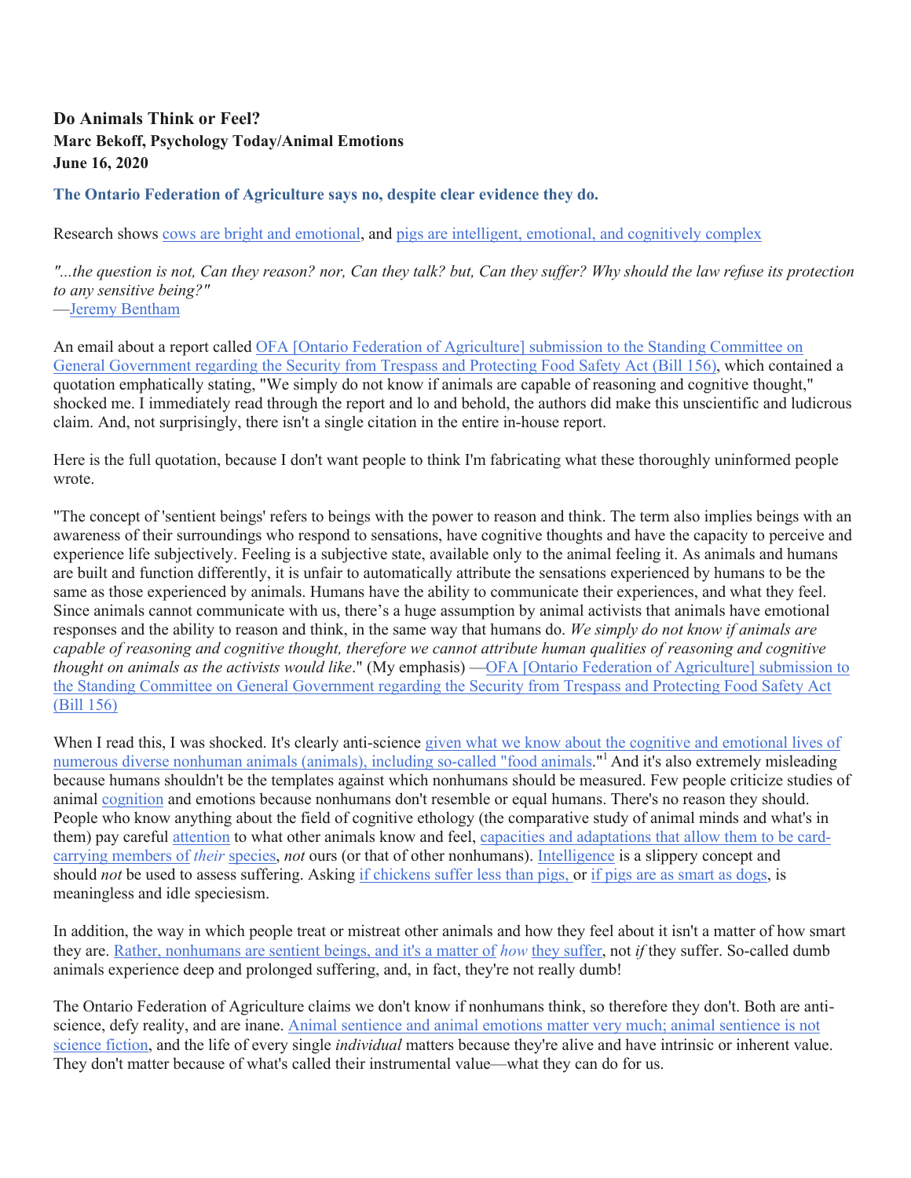**Do Animals Think or Feel?**
**Marc Bekoff, Psychology Today/Animal Emotions**
**June 16, 2020**

**The Ontario Federation of Agriculture says no, despite clear evidence they do.**

Research shows cows are bright and emotional, and pigs are intelligent, emotional, and cognitively complex

*"...the question is not, Can they reason? nor, Can they talk? but, Can they suffer? Why should the law refuse its protection to any sensitive being?"*
—Jeremy Bentham

An email about a report called OFA [Ontario Federation of Agriculture] submission to the Standing Committee on General Government regarding the Security from Trespass and Protecting Food Safety Act (Bill 156), which contained a quotation emphatically stating, "We simply do not know if animals are capable of reasoning and cognitive thought," shocked me. I immediately read through the report and lo and behold, the authors did make this unscientific and ludicrous claim. And, not surprisingly, there isn't a single citation in the entire in-house report.

Here is the full quotation, because I don't want people to think I'm fabricating what these thoroughly uninformed people wrote.

"The concept of 'sentient beings' refers to beings with the power to reason and think. The term also implies beings with an awareness of their surroundings who respond to sensations, have cognitive thoughts and have the capacity to perceive and experience life subjectively. Feeling is a subjective state, available only to the animal feeling it. As animals and humans are built and function differently, it is unfair to automatically attribute the sensations experienced by humans to be the same as those experienced by animals. Humans have the ability to communicate their experiences, and what they feel. Since animals cannot communicate with us, there's a huge assumption by animal activists that animals have emotional responses and the ability to reason and think, in the same way that humans do. *We simply do not know if animals are capable of reasoning and cognitive thought, therefore we cannot attribute human qualities of reasoning and cognitive thought on animals as the activists would like*." (My emphasis) —OFA [Ontario Federation of Agriculture] submission to the Standing Committee on General Government regarding the Security from Trespass and Protecting Food Safety Act (Bill 156)

When I read this, I was shocked. It's clearly anti-science given what we know about the cognitive and emotional lives of numerous diverse nonhuman animals (animals), including so-called "food animals."[1] And it's also extremely misleading because humans shouldn't be the templates against which nonhumans should be measured. Few people criticize studies of animal cognition and emotions because nonhumans don't resemble or equal humans. There's no reason they should. People who know anything about the field of cognitive ethology (the comparative study of animal minds and what's in them) pay careful attention to what other animals know and feel, capacities and adaptations that allow them to be card-carrying members of *their* species, *not* ours (or that of other nonhumans). Intelligence is a slippery concept and should *not* be used to assess suffering. Asking if chickens suffer less than pigs, or if pigs are as smart as dogs, is meaningless and idle speciesism.

In addition, the way in which people treat or mistreat other animals and how they feel about it isn't a matter of how smart they are. Rather, nonhumans are sentient beings, and it's a matter of *how* they suffer, not *if* they suffer. So-called dumb animals experience deep and prolonged suffering, and, in fact, they're not really dumb!

The Ontario Federation of Agriculture claims we don't know if nonhumans think, so therefore they don't. Both are anti-science, defy reality, and are inane. Animal sentience and animal emotions matter very much; animal sentience is not science fiction, and the life of every single *individual* matters because they're alive and have intrinsic or inherent value. They don't matter because of what's called their instrumental value—what they can do for us.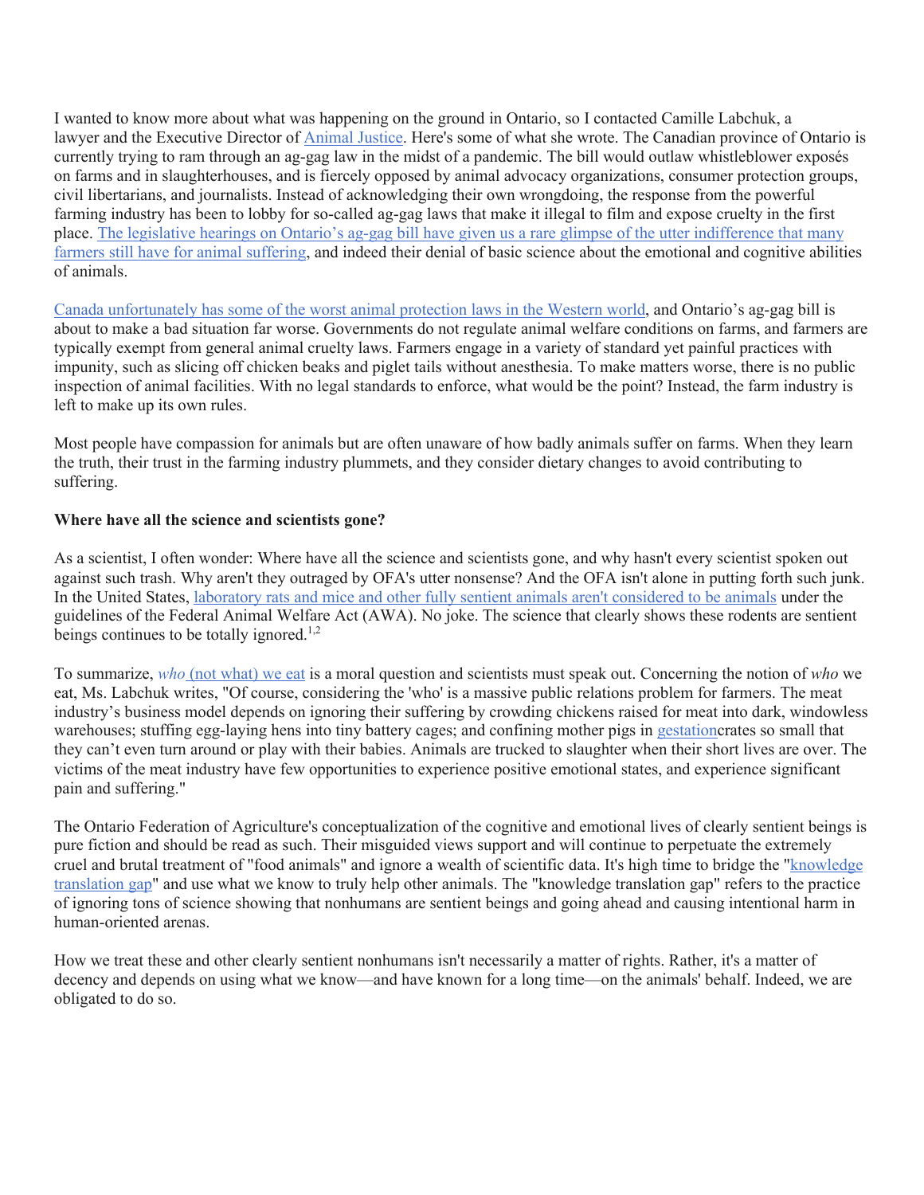I wanted to know more about what was happening on the ground in Ontario, so I contacted Camille Labchuk, a lawyer and the Executive Director of Animal Justice. Here's some of what she wrote. The Canadian province of Ontario is currently trying to ram through an ag-gag law in the midst of a pandemic. The bill would outlaw whistleblower exposés on farms and in slaughterhouses, and is fiercely opposed by animal advocacy organizations, consumer protection groups, civil libertarians, and journalists. Instead of acknowledging their own wrongdoing, the response from the powerful farming industry has been to lobby for so-called ag-gag laws that make it illegal to film and expose cruelty in the first place. The legislative hearings on Ontario's ag-gag bill have given us a rare glimpse of the utter indifference that many farmers still have for animal suffering, and indeed their denial of basic science about the emotional and cognitive abilities of animals.

Canada unfortunately has some of the worst animal protection laws in the Western world, and Ontario's ag-gag bill is about to make a bad situation far worse. Governments do not regulate animal welfare conditions on farms, and farmers are typically exempt from general animal cruelty laws. Farmers engage in a variety of standard yet painful practices with impunity, such as slicing off chicken beaks and piglet tails without anesthesia. To make matters worse, there is no public inspection of animal facilities. With no legal standards to enforce, what would be the point? Instead, the farm industry is left to make up its own rules.

Most people have compassion for animals but are often unaware of how badly animals suffer on farms. When they learn the truth, their trust in the farming industry plummets, and they consider dietary changes to avoid contributing to suffering.

**Where have all the science and scientists gone?**

As a scientist, I often wonder: Where have all the science and scientists gone, and why hasn't every scientist spoken out against such trash. Why aren't they outraged by OFA's utter nonsense? And the OFA isn't alone in putting forth such junk. In the United States, laboratory rats and mice and other fully sentient animals aren't considered to be animals under the guidelines of the Federal Animal Welfare Act (AWA). No joke. The science that clearly shows these rodents are sentient beings continues to be totally ignored.[1,2]

To summarize, *who* (not what) we eat is a moral question and scientists must speak out. Concerning the notion of *who* we eat, Ms. Labchuk writes, "Of course, considering the 'who' is a massive public relations problem for farmers. The meat industry's business model depends on ignoring their suffering by crowding chickens raised for meat into dark, windowless warehouses; stuffing egg-laying hens into tiny battery cages; and confining mother pigs in gestationcrates so small that they can't even turn around or play with their babies. Animals are trucked to slaughter when their short lives are over. The victims of the meat industry have few opportunities to experience positive emotional states, and experience significant pain and suffering."

The Ontario Federation of Agriculture's conceptualization of the cognitive and emotional lives of clearly sentient beings is pure fiction and should be read as such. Their misguided views support and will continue to perpetuate the extremely cruel and brutal treatment of "food animals" and ignore a wealth of scientific data. It's high time to bridge the "knowledge translation gap" and use what we know to truly help other animals. The "knowledge translation gap" refers to the practice of ignoring tons of science showing that nonhumans are sentient beings and going ahead and causing intentional harm in human-oriented arenas.

How we treat these and other clearly sentient nonhumans isn't necessarily a matter of rights. Rather, it's a matter of decency and depends on using what we know—and have known for a long time—on the animals' behalf. Indeed, we are obligated to do so.